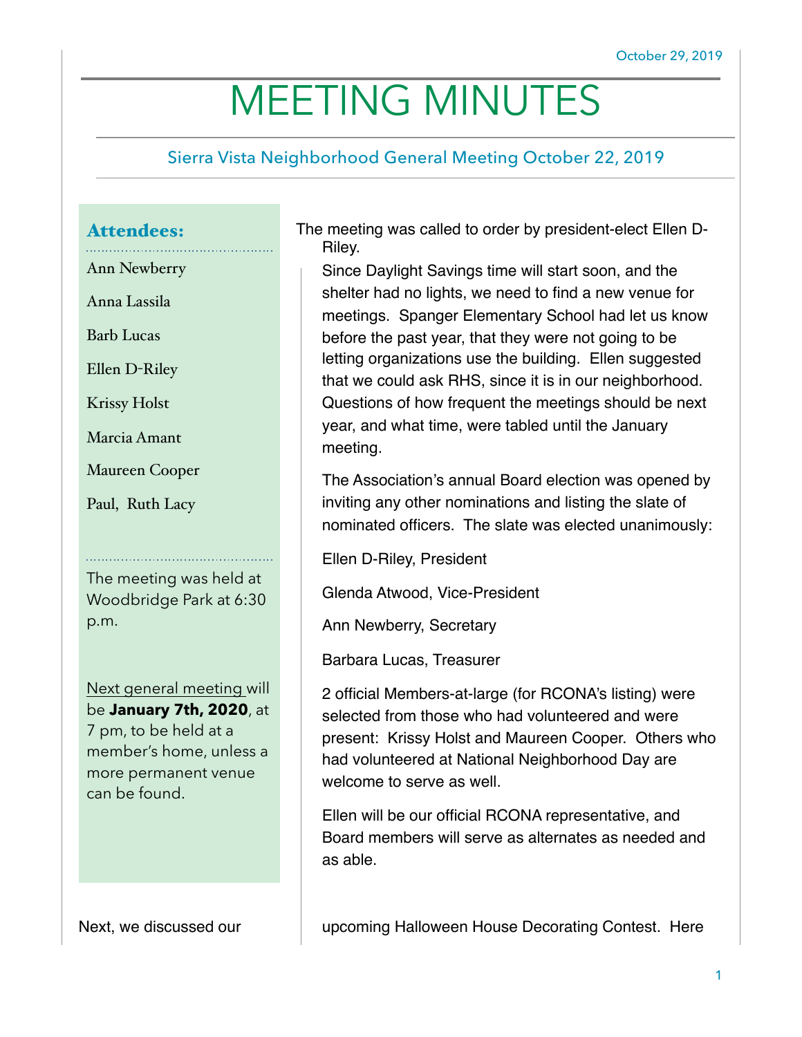October 29, 2019

# MEETING MINUTES

## Sierra Vista Neighborhood General Meeting October 22, 2019

### Attendees:

Ann Newberry

Anna Lassila

Barb Lucas

Ellen D-Riley

Krissy Holst

Marcia Amant

Maureen Cooper

Paul, Ruth Lacy

The meeting was held at Woodbridge Park at 6:30 p.m.

Next general meeting will be **January 7th, 2020**, at 7 pm, to be held at a member's home, unless a more permanent venue can be found.

The meeting was called to order by president-elect Ellen D-Riley.

Since Daylight Savings time will start soon, and the shelter had no lights, we need to find a new venue for meetings. Spanger Elementary School had let us know before the past year, that they were not going to be letting organizations use the building. Ellen suggested that we could ask RHS, since it is in our neighborhood. Questions of how frequent the meetings should be next year, and what time, were tabled until the January meeting.

The Association's annual Board election was opened by inviting any other nominations and listing the slate of nominated officers. The slate was elected unanimously:

Ellen D-Riley, President

Glenda Atwood, Vice-President

Ann Newberry, Secretary

Barbara Lucas, Treasurer

2 official Members-at-large (for RCONA's listing) were selected from those who had volunteered and were present: Krissy Holst and Maureen Cooper. Others who had volunteered at National Neighborhood Day are welcome to serve as well.

Ellen will be our official RCONA representative, and Board members will serve as alternates as needed and as able.

Next, we discussed our upcoming Halloween House Decorating Contest. Here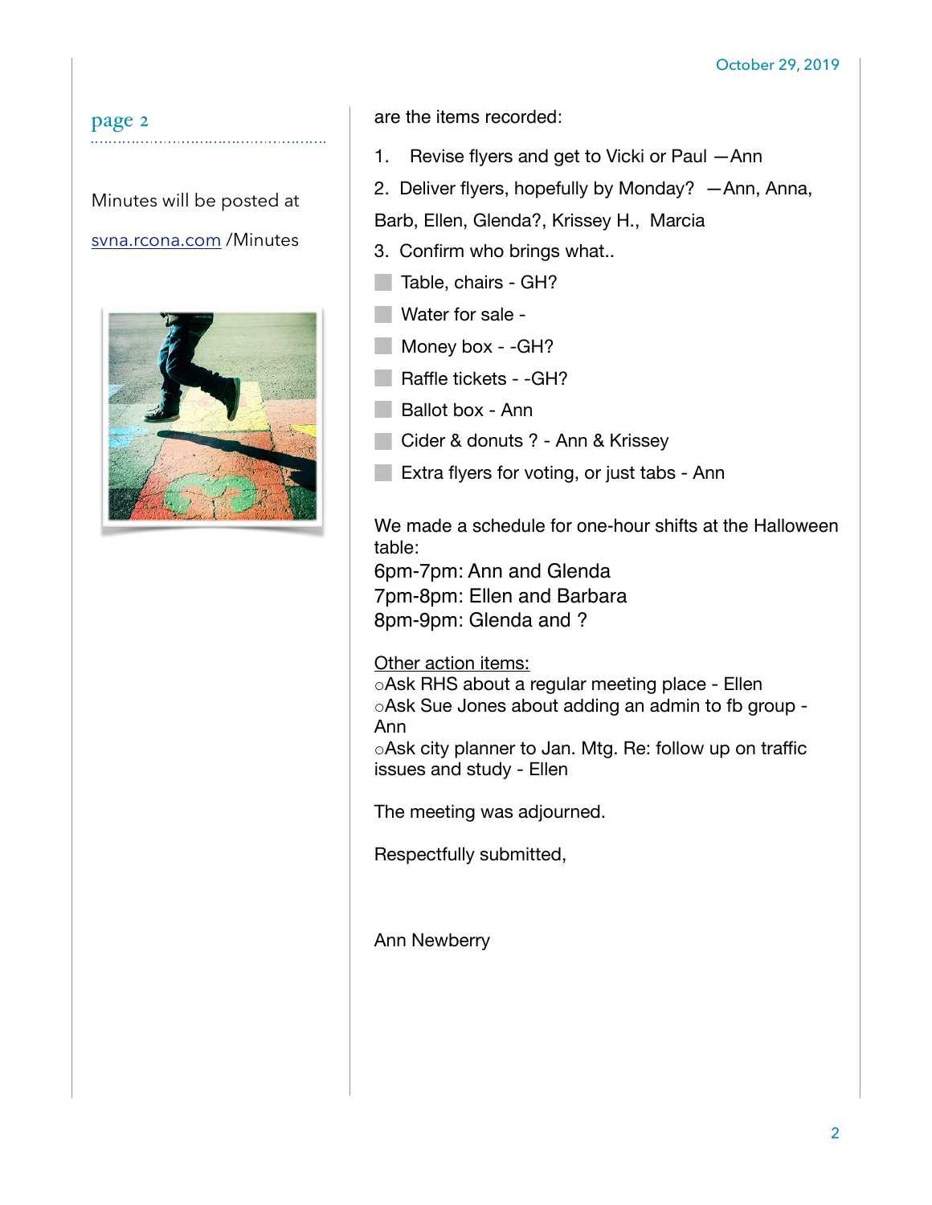page 2

Minutes will be posted at

svna.rcona.com /Minutes

are the items recorded:

1. Revise flyers and get to Vicki or Paul —Ann
2. Deliver flyers, hopefully by Monday? —Ann, Anna, Barb, Ellen, Glenda?, Krissey H., Marcia
3. Confirm who brings what..

- Table, chairs - GH?
- Water for sale -
- Money box - -GH?
- Raffle tickets - -GH?
- Ballot box - Ann
- Cider & donuts ? - Ann & Krissey
- Extra flyers for voting, or just tabs - Ann

We made a schedule for one-hour shifts at the Halloween table:

6pm-7pm: Ann and Glenda
7pm-8pm: Ellen and Barbara
8pm-9pm: Glenda and ?

Other action items:

- Ask RHS about a regular meeting place - Ellen
- Ask Sue Jones about adding an admin to fb group - Ann
- Ask city planner to Jan. Mtg. Re: follow up on traffic issues and study - Ellen

The meeting was adjourned.

Respectfully submitted,

Ann Newberry